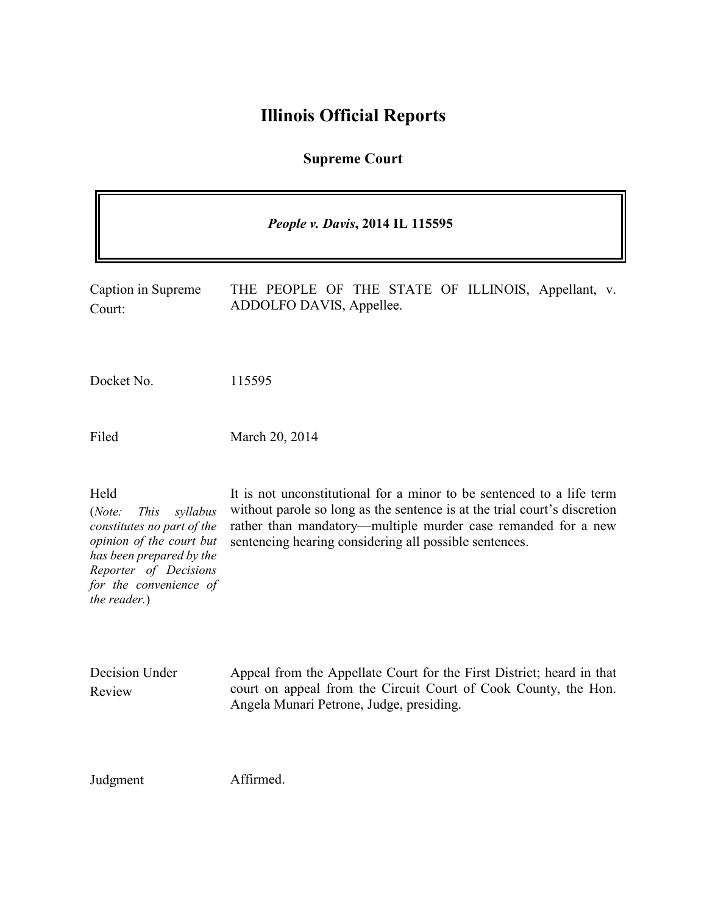# Illinois Official Reports

## Supreme Court

***People v. Davis*, 2014 IL 115595**

| | |
|---|---|
| Caption in Supreme Court: | THE PEOPLE OF THE STATE OF ILLINOIS, Appellant, v. ADDOLFO DAVIS, Appellee. |
| Docket No. | 115595 |
| Filed | March 20, 2014 |
| Held<br>(*Note: This syllabus constitutes no part of the opinion of the court but has been prepared by the Reporter of Decisions for the convenience of the reader.*) | It is not unconstitutional for a minor to be sentenced to a life term without parole so long as the sentence is at the trial court's discretion rather than mandatory—multiple murder case remanded for a new sentencing hearing considering all possible sentences. |
| Decision Under Review | Appeal from the Appellate Court for the First District; heard in that court on appeal from the Circuit Court of Cook County, the Hon. Angela Munari Petrone, Judge, presiding. |
| Judgment | Affirmed. |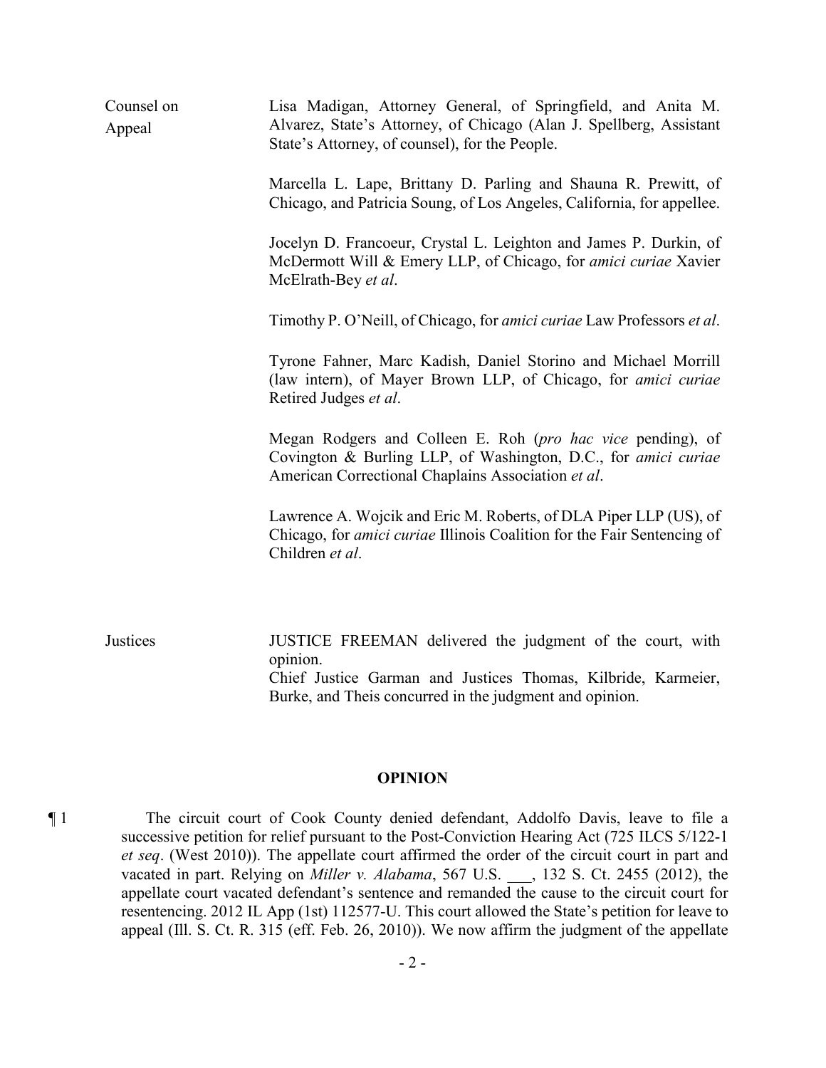| | |
|---|---|
| Counsel on Appeal | Lisa Madigan, Attorney General, of Springfield, and Anita M. Alvarez, State's Attorney, of Chicago (Alan J. Spellberg, Assistant State's Attorney, of counsel), for the People.<br><br>Marcella L. Lape, Brittany D. Parling and Shauna R. Prewitt, of Chicago, and Patricia Soung, of Los Angeles, California, for appellee.<br><br>Jocelyn D. Francoeur, Crystal L. Leighton and James P. Durkin, of McDermott Will & Emery LLP, of Chicago, for *amici curiae* Xavier McElrath-Bey *et al*.<br><br>Timothy P. O'Neill, of Chicago, for *amici curiae* Law Professors *et al*.<br><br>Tyrone Fahner, Marc Kadish, Daniel Storino and Michael Morrill (law intern), of Mayer Brown LLP, of Chicago, for *amici curiae* Retired Judges *et al*.<br><br>Megan Rodgers and Colleen E. Roh (*pro hac vice* pending), of Covington & Burling LLP, of Washington, D.C., for *amici curiae* American Correctional Chaplains Association *et al*.<br><br>Lawrence A. Wojcik and Eric M. Roberts, of DLA Piper LLP (US), of Chicago, for *amici curiae* Illinois Coalition for the Fair Sentencing of Children *et al*. |
| Justices | JUSTICE FREEMAN delivered the judgment of the court, with opinion.<br>Chief Justice Garman and Justices Thomas, Kilbride, Karmeier, Burke, and Theis concurred in the judgment and opinion. |

## OPINION

¶ 1 The circuit court of Cook County denied defendant, Addolfo Davis, leave to file a successive petition for relief pursuant to the Post-Conviction Hearing Act (725 ILCS 5/122-1 *et seq*. (West 2010)). The appellate court affirmed the order of the circuit court in part and vacated in part. Relying on *Miller v. Alabama*, 567 U.S. ___, 132 S. Ct. 2455 (2012), the appellate court vacated defendant's sentence and remanded the cause to the circuit court for resentencing. 2012 IL App (1st) 112577-U. This court allowed the State's petition for leave to appeal (Ill. S. Ct. R. 315 (eff. Feb. 26, 2010)). We now affirm the judgment of the appellate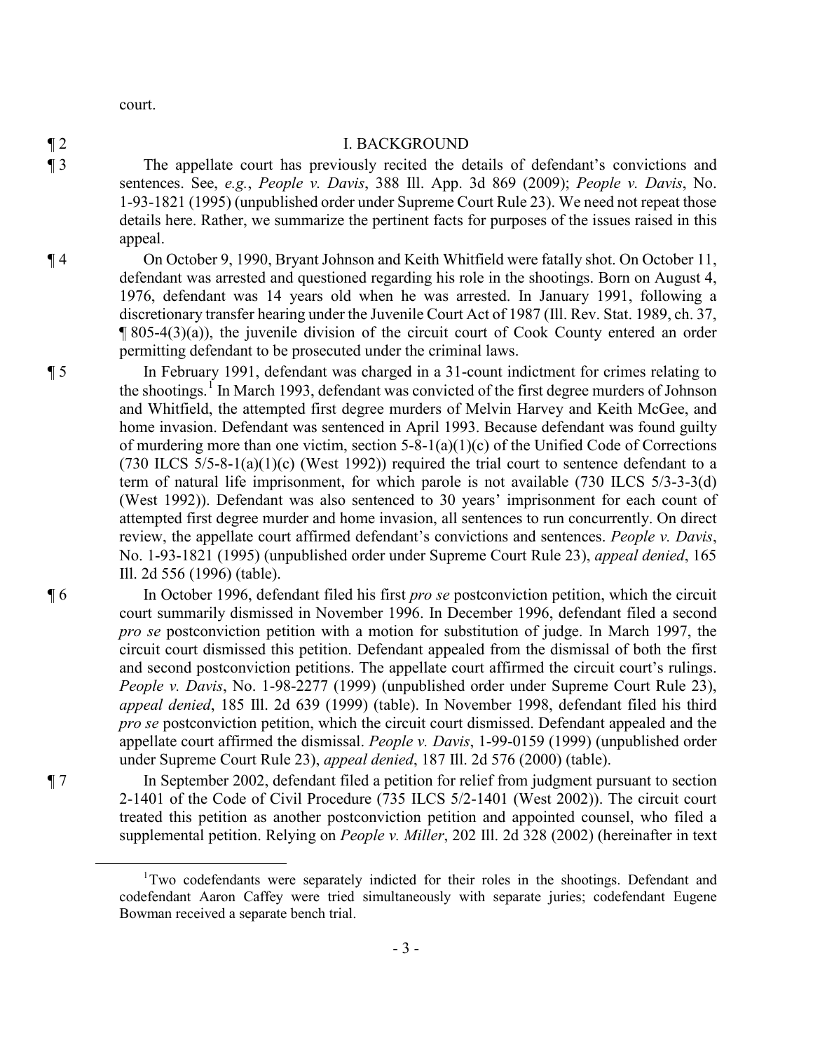court.

¶ 2

## I. BACKGROUND

¶ 3 The appellate court has previously recited the details of defendant's convictions and sentences. See, *e.g.*, *People v. Davis*, 388 Ill. App. 3d 869 (2009); *People v. Davis*, No. 1-93-1821 (1995) (unpublished order under Supreme Court Rule 23). We need not repeat those details here. Rather, we summarize the pertinent facts for purposes of the issues raised in this appeal.

¶ 4 On October 9, 1990, Bryant Johnson and Keith Whitfield were fatally shot. On October 11, defendant was arrested and questioned regarding his role in the shootings. Born on August 4, 1976, defendant was 14 years old when he was arrested. In January 1991, following a discretionary transfer hearing under the Juvenile Court Act of 1987 (Ill. Rev. Stat. 1989, ch. 37, ¶ 805-4(3)(a)), the juvenile division of the circuit court of Cook County entered an order permitting defendant to be prosecuted under the criminal laws.

¶ 5 In February 1991, defendant was charged in a 31-count indictment for crimes relating to the shootings.[1] In March 1993, defendant was convicted of the first degree murders of Johnson and Whitfield, the attempted first degree murders of Melvin Harvey and Keith McGee, and home invasion. Defendant was sentenced in April 1993. Because defendant was found guilty of murdering more than one victim, section 5-8-1(a)(1)(c) of the Unified Code of Corrections (730 ILCS 5/5-8-1(a)(1)(c) (West 1992)) required the trial court to sentence defendant to a term of natural life imprisonment, for which parole is not available (730 ILCS 5/3-3-3(d) (West 1992)). Defendant was also sentenced to 30 years' imprisonment for each count of attempted first degree murder and home invasion, all sentences to run concurrently. On direct review, the appellate court affirmed defendant's convictions and sentences. *People v. Davis*, No. 1-93-1821 (1995) (unpublished order under Supreme Court Rule 23), *appeal denied*, 165 Ill. 2d 556 (1996) (table).

¶ 6 In October 1996, defendant filed his first *pro se* postconviction petition, which the circuit court summarily dismissed in November 1996. In December 1996, defendant filed a second *pro se* postconviction petition with a motion for substitution of judge. In March 1997, the circuit court dismissed this petition. Defendant appealed from the dismissal of both the first and second postconviction petitions. The appellate court affirmed the circuit court's rulings. *People v. Davis*, No. 1-98-2277 (1999) (unpublished order under Supreme Court Rule 23), *appeal denied*, 185 Ill. 2d 639 (1999) (table). In November 1998, defendant filed his third *pro se* postconviction petition, which the circuit court dismissed. Defendant appealed and the appellate court affirmed the dismissal. *People v. Davis*, 1-99-0159 (1999) (unpublished order under Supreme Court Rule 23), *appeal denied*, 187 Ill. 2d 576 (2000) (table).

¶ 7 In September 2002, defendant filed a petition for relief from judgment pursuant to section 2-1401 of the Code of Civil Procedure (735 ILCS 5/2-1401 (West 2002)). The circuit court treated this petition as another postconviction petition and appointed counsel, who filed a supplemental petition. Relying on *People v. Miller*, 202 Ill. 2d 328 (2002) (hereinafter in text

---

[1] Two codefendants were separately indicted for their roles in the shootings. Defendant and codefendant Aaron Caffey were tried simultaneously with separate juries; codefendant Eugene Bowman received a separate bench trial.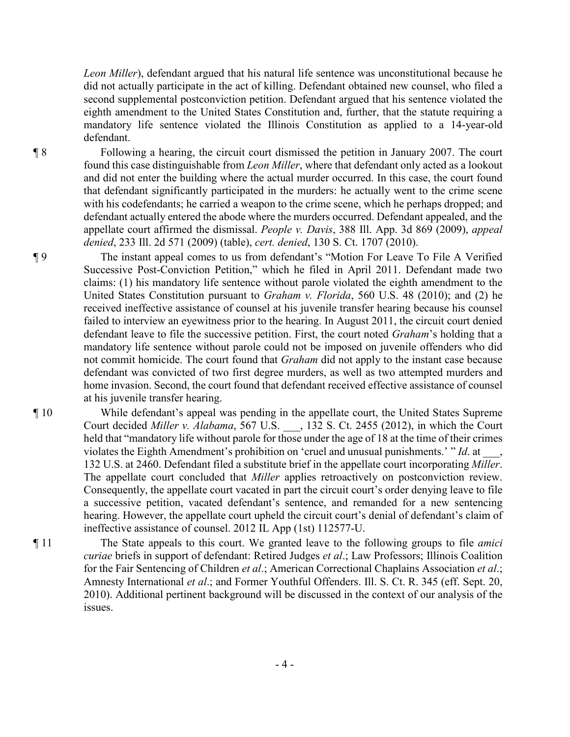*Leon Miller*), defendant argued that his natural life sentence was unconstitutional because he did not actually participate in the act of killing. Defendant obtained new counsel, who filed a second supplemental postconviction petition. Defendant argued that his sentence violated the eighth amendment to the United States Constitution and, further, that the statute requiring a mandatory life sentence violated the Illinois Constitution as applied to a 14-year-old defendant.

¶ 8 Following a hearing, the circuit court dismissed the petition in January 2007. The court found this case distinguishable from *Leon Miller*, where that defendant only acted as a lookout and did not enter the building where the actual murder occurred. In this case, the court found that defendant significantly participated in the murders: he actually went to the crime scene with his codefendants; he carried a weapon to the crime scene, which he perhaps dropped; and defendant actually entered the abode where the murders occurred. Defendant appealed, and the appellate court affirmed the dismissal. *People v. Davis*, 388 Ill. App. 3d 869 (2009), *appeal denied*, 233 Ill. 2d 571 (2009) (table), *cert. denied*, 130 S. Ct. 1707 (2010).

¶ 9 The instant appeal comes to us from defendant's "Motion For Leave To File A Verified Successive Post-Conviction Petition," which he filed in April 2011. Defendant made two claims: (1) his mandatory life sentence without parole violated the eighth amendment to the United States Constitution pursuant to *Graham v. Florida*, 560 U.S. 48 (2010); and (2) he received ineffective assistance of counsel at his juvenile transfer hearing because his counsel failed to interview an eyewitness prior to the hearing. In August 2011, the circuit court denied defendant leave to file the successive petition. First, the court noted *Graham*'s holding that a mandatory life sentence without parole could not be imposed on juvenile offenders who did not commit homicide. The court found that *Graham* did not apply to the instant case because defendant was convicted of two first degree murders, as well as two attempted murders and home invasion. Second, the court found that defendant received effective assistance of counsel at his juvenile transfer hearing.

¶ 10 While defendant's appeal was pending in the appellate court, the United States Supreme Court decided *Miller v. Alabama*, 567 U.S. \_\_\_, 132 S. Ct. 2455 (2012), in which the Court held that "mandatory life without parole for those under the age of 18 at the time of their crimes violates the Eighth Amendment's prohibition on 'cruel and unusual punishments.' " *Id*. at \_\_\_, 132 U.S. at 2460. Defendant filed a substitute brief in the appellate court incorporating *Miller*. The appellate court concluded that *Miller* applies retroactively on postconviction review. Consequently, the appellate court vacated in part the circuit court's order denying leave to file a successive petition, vacated defendant's sentence, and remanded for a new sentencing hearing. However, the appellate court upheld the circuit court's denial of defendant's claim of ineffective assistance of counsel. 2012 IL App (1st) 112577-U.

¶ 11 The State appeals to this court. We granted leave to the following groups to file *amici curiae* briefs in support of defendant: Retired Judges *et al*.; Law Professors; Illinois Coalition for the Fair Sentencing of Children *et al*.; American Correctional Chaplains Association *et al*.; Amnesty International *et al*.; and Former Youthful Offenders. Ill. S. Ct. R. 345 (eff. Sept. 20, 2010). Additional pertinent background will be discussed in the context of our analysis of the issues.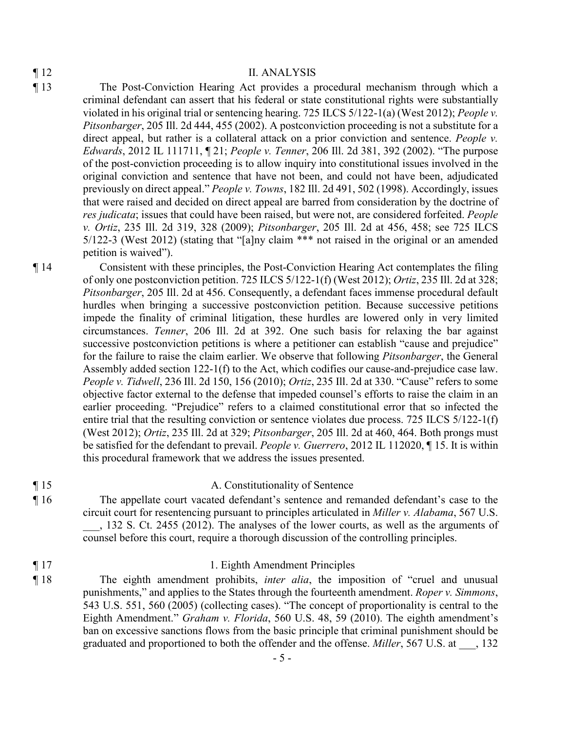¶ 12 II. ANALYSIS

¶ 13 The Post-Conviction Hearing Act provides a procedural mechanism through which a criminal defendant can assert that his federal or state constitutional rights were substantially violated in his original trial or sentencing hearing. 725 ILCS 5/122-1(a) (West 2012); *People v. Pitsonbarger*, 205 Ill. 2d 444, 455 (2002). A postconviction proceeding is not a substitute for a direct appeal, but rather is a collateral attack on a prior conviction and sentence. *People v. Edwards*, 2012 IL 111711, ¶ 21; *People v. Tenner*, 206 Ill. 2d 381, 392 (2002). "The purpose of the post-conviction proceeding is to allow inquiry into constitutional issues involved in the original conviction and sentence that have not been, and could not have been, adjudicated previously on direct appeal." *People v. Towns*, 182 Ill. 2d 491, 502 (1998). Accordingly, issues that were raised and decided on direct appeal are barred from consideration by the doctrine of *res judicata*; issues that could have been raised, but were not, are considered forfeited. *People v. Ortiz*, 235 Ill. 2d 319, 328 (2009); *Pitsonbarger*, 205 Ill. 2d at 456, 458; see 725 ILCS 5/122-3 (West 2012) (stating that "[a]ny claim *** not raised in the original or an amended petition is waived").

¶ 14 Consistent with these principles, the Post-Conviction Hearing Act contemplates the filing of only one postconviction petition. 725 ILCS 5/122-1(f) (West 2012); *Ortiz*, 235 Ill. 2d at 328; *Pitsonbarger*, 205 Ill. 2d at 456. Consequently, a defendant faces immense procedural default hurdles when bringing a successive postconviction petition. Because successive petitions impede the finality of criminal litigation, these hurdles are lowered only in very limited circumstances. *Tenner*, 206 Ill. 2d at 392. One such basis for relaxing the bar against successive postconviction petitions is where a petitioner can establish "cause and prejudice" for the failure to raise the claim earlier. We observe that following *Pitsonbarger*, the General Assembly added section 122-1(f) to the Act, which codifies our cause-and-prejudice case law. *People v. Tidwell*, 236 Ill. 2d 150, 156 (2010); *Ortiz*, 235 Ill. 2d at 330. "Cause" refers to some objective factor external to the defense that impeded counsel's efforts to raise the claim in an earlier proceeding. "Prejudice" refers to a claimed constitutional error that so infected the entire trial that the resulting conviction or sentence violates due process. 725 ILCS 5/122-1(f) (West 2012); *Ortiz*, 235 Ill. 2d at 329; *Pitsonbarger*, 205 Ill. 2d at 460, 464. Both prongs must be satisfied for the defendant to prevail. *People v. Guerrero*, 2012 IL 112020, ¶ 15. It is within this procedural framework that we address the issues presented.

¶ 15 A. Constitutionality of Sentence

¶ 16 The appellate court vacated defendant's sentence and remanded defendant's case to the circuit court for resentencing pursuant to principles articulated in *Miller v. Alabama*, 567 U.S. \_\_\_, 132 S. Ct. 2455 (2012). The analyses of the lower courts, as well as the arguments of counsel before this court, require a thorough discussion of the controlling principles.

¶ 17 1. Eighth Amendment Principles

¶ 18 The eighth amendment prohibits, *inter alia*, the imposition of "cruel and unusual punishments," and applies to the States through the fourteenth amendment. *Roper v. Simmons*, 543 U.S. 551, 560 (2005) (collecting cases). "The concept of proportionality is central to the Eighth Amendment." *Graham v. Florida*, 560 U.S. 48, 59 (2010). The eighth amendment's ban on excessive sanctions flows from the basic principle that criminal punishment should be graduated and proportioned to both the offender and the offense. *Miller*, 567 U.S. at \_\_\_, 132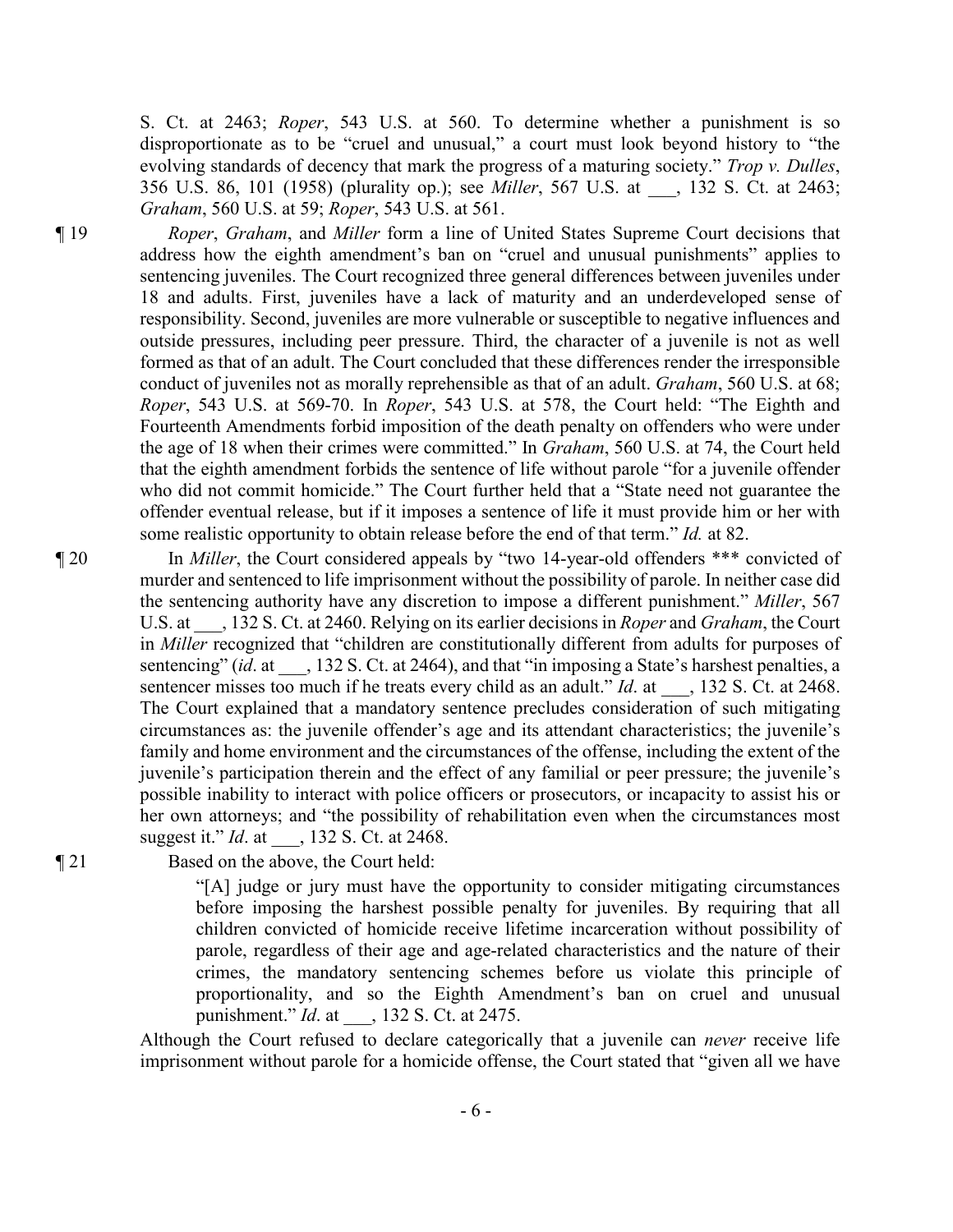S. Ct. at 2463; *Roper*, 543 U.S. at 560. To determine whether a punishment is so disproportionate as to be "cruel and unusual," a court must look beyond history to "the evolving standards of decency that mark the progress of a maturing society." *Trop v. Dulles*, 356 U.S. 86, 101 (1958) (plurality op.); see *Miller*, 567 U.S. at ___, 132 S. Ct. at 2463; *Graham*, 560 U.S. at 59; *Roper*, 543 U.S. at 561.

¶ 19 *Roper*, *Graham*, and *Miller* form a line of United States Supreme Court decisions that address how the eighth amendment's ban on "cruel and unusual punishments" applies to sentencing juveniles. The Court recognized three general differences between juveniles under 18 and adults. First, juveniles have a lack of maturity and an underdeveloped sense of responsibility. Second, juveniles are more vulnerable or susceptible to negative influences and outside pressures, including peer pressure. Third, the character of a juvenile is not as well formed as that of an adult. The Court concluded that these differences render the irresponsible conduct of juveniles not as morally reprehensible as that of an adult. *Graham*, 560 U.S. at 68; *Roper*, 543 U.S. at 569-70. In *Roper*, 543 U.S. at 578, the Court held: "The Eighth and Fourteenth Amendments forbid imposition of the death penalty on offenders who were under the age of 18 when their crimes were committed." In *Graham*, 560 U.S. at 74, the Court held that the eighth amendment forbids the sentence of life without parole "for a juvenile offender who did not commit homicide." The Court further held that a "State need not guarantee the offender eventual release, but if it imposes a sentence of life it must provide him or her with some realistic opportunity to obtain release before the end of that term." *Id.* at 82.

¶ 20 In *Miller*, the Court considered appeals by "two 14-year-old offenders *** convicted of murder and sentenced to life imprisonment without the possibility of parole. In neither case did the sentencing authority have any discretion to impose a different punishment." *Miller*, 567 U.S. at ___, 132 S. Ct. at 2460. Relying on its earlier decisions in *Roper* and *Graham*, the Court in *Miller* recognized that "children are constitutionally different from adults for purposes of sentencing" (*id*. at ___, 132 S. Ct. at 2464), and that "in imposing a State's harshest penalties, a sentencer misses too much if he treats every child as an adult." *Id*. at ___, 132 S. Ct. at 2468. The Court explained that a mandatory sentence precludes consideration of such mitigating circumstances as: the juvenile offender's age and its attendant characteristics; the juvenile's family and home environment and the circumstances of the offense, including the extent of the juvenile's participation therein and the effect of any familial or peer pressure; the juvenile's possible inability to interact with police officers or prosecutors, or incapacity to assist his or her own attorneys; and "the possibility of rehabilitation even when the circumstances most suggest it." *Id*. at ___, 132 S. Ct. at 2468.

¶ 21 Based on the above, the Court held:

> "[A] judge or jury must have the opportunity to consider mitigating circumstances before imposing the harshest possible penalty for juveniles. By requiring that all children convicted of homicide receive lifetime incarceration without possibility of parole, regardless of their age and age-related characteristics and the nature of their crimes, the mandatory sentencing schemes before us violate this principle of proportionality, and so the Eighth Amendment's ban on cruel and unusual punishment." *Id*. at ___, 132 S. Ct. at 2475.

Although the Court refused to declare categorically that a juvenile can *never* receive life imprisonment without parole for a homicide offense, the Court stated that "given all we have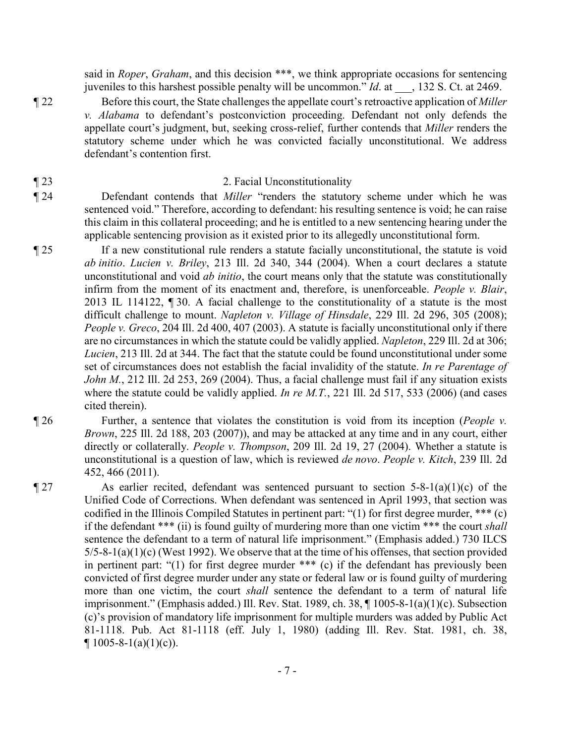said in *Roper*, *Graham*, and this decision \*\*\*, we think appropriate occasions for sentencing juveniles to this harshest possible penalty will be uncommon." *Id*. at \_\_\_, 132 S. Ct. at 2469.

¶ 22 Before this court, the State challenges the appellate court's retroactive application of *Miller v. Alabama* to defendant's postconviction proceeding. Defendant not only defends the appellate court's judgment, but, seeking cross-relief, further contends that *Miller* renders the statutory scheme under which he was convicted facially unconstitutional. We address defendant's contention first.

¶ 23 2. Facial Unconstitutionality

¶ 24 Defendant contends that *Miller* "renders the statutory scheme under which he was sentenced void." Therefore, according to defendant: his resulting sentence is void; he can raise this claim in this collateral proceeding; and he is entitled to a new sentencing hearing under the applicable sentencing provision as it existed prior to its allegedly unconstitutional form.

¶ 25 If a new constitutional rule renders a statute facially unconstitutional, the statute is void *ab initio*. *Lucien v. Briley*, 213 Ill. 2d 340, 344 (2004). When a court declares a statute unconstitutional and void *ab initio*, the court means only that the statute was constitutionally infirm from the moment of its enactment and, therefore, is unenforceable. *People v. Blair*, 2013 IL 114122, ¶ 30. A facial challenge to the constitutionality of a statute is the most difficult challenge to mount. *Napleton v. Village of Hinsdale*, 229 Ill. 2d 296, 305 (2008); *People v. Greco*, 204 Ill. 2d 400, 407 (2003). A statute is facially unconstitutional only if there are no circumstances in which the statute could be validly applied. *Napleton*, 229 Ill. 2d at 306; *Lucien*, 213 Ill. 2d at 344. The fact that the statute could be found unconstitutional under some set of circumstances does not establish the facial invalidity of the statute. *In re Parentage of John M.*, 212 Ill. 2d 253, 269 (2004). Thus, a facial challenge must fail if any situation exists where the statute could be validly applied. *In re M.T.*, 221 Ill. 2d 517, 533 (2006) (and cases cited therein).

¶ 26 Further, a sentence that violates the constitution is void from its inception (*People v. Brown*, 225 Ill. 2d 188, 203 (2007)), and may be attacked at any time and in any court, either directly or collaterally. *People v. Thompson*, 209 Ill. 2d 19, 27 (2004). Whether a statute is unconstitutional is a question of law, which is reviewed *de novo*. *People v. Kitch*, 239 Ill. 2d 452, 466 (2011).

¶ 27 As earlier recited, defendant was sentenced pursuant to section 5-8-1(a)(1)(c) of the Unified Code of Corrections. When defendant was sentenced in April 1993, that section was codified in the Illinois Compiled Statutes in pertinent part: "(1) for first degree murder, \*\*\* (c) if the defendant \*\*\* (ii) is found guilty of murdering more than one victim \*\*\* the court *shall* sentence the defendant to a term of natural life imprisonment." (Emphasis added.) 730 ILCS 5/5-8-1(a)(1)(c) (West 1992). We observe that at the time of his offenses, that section provided in pertinent part: "(1) for first degree murder \*\*\* (c) if the defendant has previously been convicted of first degree murder under any state or federal law or is found guilty of murdering more than one victim, the court *shall* sentence the defendant to a term of natural life imprisonment." (Emphasis added.) Ill. Rev. Stat. 1989, ch. 38, ¶ 1005-8-1(a)(1)(c). Subsection (c)'s provision of mandatory life imprisonment for multiple murders was added by Public Act 81-1118. Pub. Act 81-1118 (eff. July 1, 1980) (adding Ill. Rev. Stat. 1981, ch. 38, ¶ 1005-8-1(a)(1)(c)).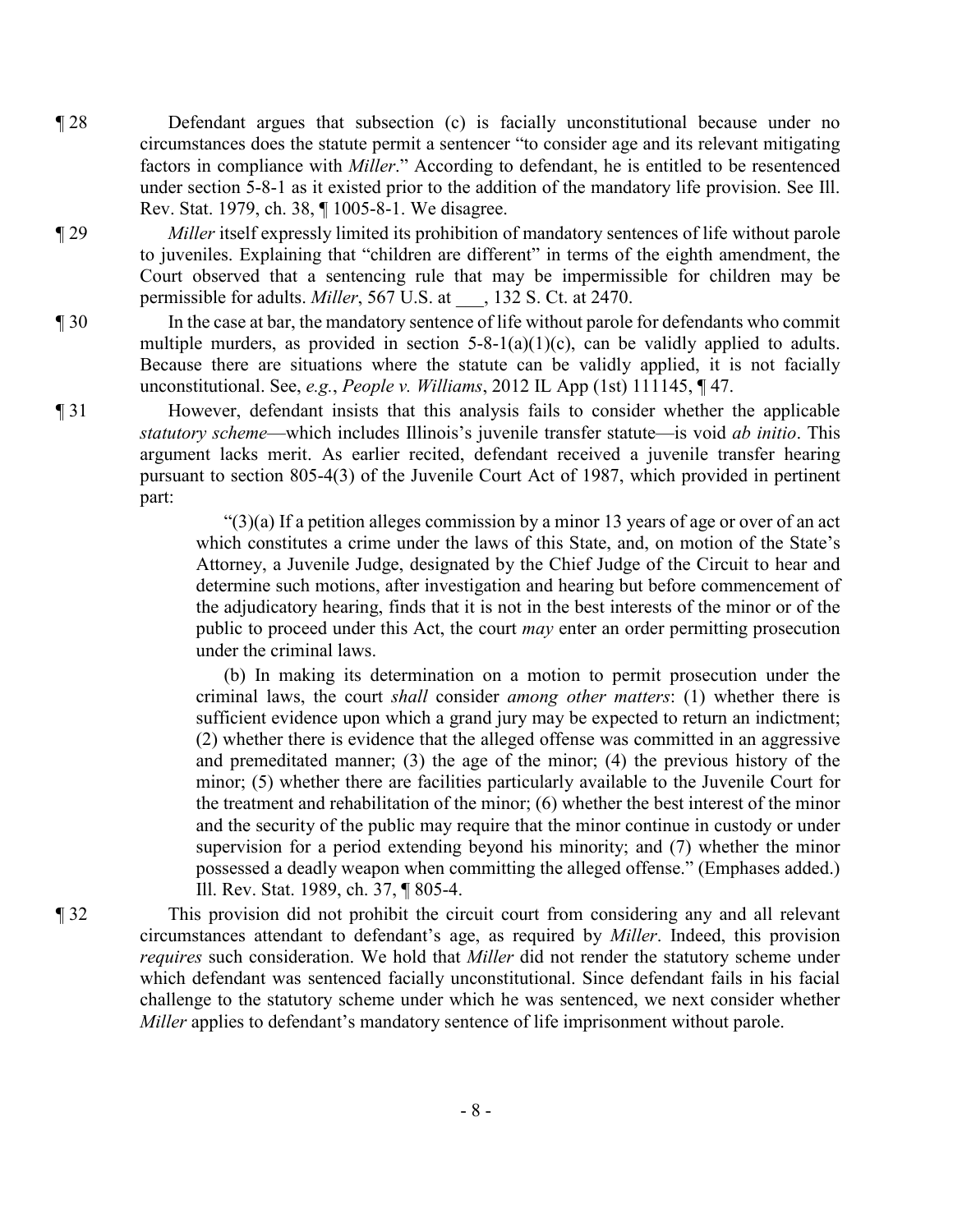¶ 28 Defendant argues that subsection (c) is facially unconstitutional because under no circumstances does the statute permit a sentencer "to consider age and its relevant mitigating factors in compliance with *Miller*." According to defendant, he is entitled to be resentenced under section 5-8-1 as it existed prior to the addition of the mandatory life provision. See Ill. Rev. Stat. 1979, ch. 38, ¶ 1005-8-1. We disagree.

¶ 29 *Miller* itself expressly limited its prohibition of mandatory sentences of life without parole to juveniles. Explaining that "children are different" in terms of the eighth amendment, the Court observed that a sentencing rule that may be impermissible for children may be permissible for adults. *Miller*, 567 U.S. at ___, 132 S. Ct. at 2470.

¶ 30 In the case at bar, the mandatory sentence of life without parole for defendants who commit multiple murders, as provided in section 5-8-1(a)(1)(c), can be validly applied to adults. Because there are situations where the statute can be validly applied, it is not facially unconstitutional. See, *e.g.*, *People v. Williams*, 2012 IL App (1st) 111145, ¶ 47.

¶ 31 However, defendant insists that this analysis fails to consider whether the applicable *statutory scheme*—which includes Illinois's juvenile transfer statute—is void *ab initio*. This argument lacks merit. As earlier recited, defendant received a juvenile transfer hearing pursuant to section 805-4(3) of the Juvenile Court Act of 1987, which provided in pertinent part:

> "(3)(a) If a petition alleges commission by a minor 13 years of age or over of an act which constitutes a crime under the laws of this State, and, on motion of the State's Attorney, a Juvenile Judge, designated by the Chief Judge of the Circuit to hear and determine such motions, after investigation and hearing but before commencement of the adjudicatory hearing, finds that it is not in the best interests of the minor or of the public to proceed under this Act, the court *may* enter an order permitting prosecution under the criminal laws.
>
> (b) In making its determination on a motion to permit prosecution under the criminal laws, the court *shall* consider *among other matters*: (1) whether there is sufficient evidence upon which a grand jury may be expected to return an indictment; (2) whether there is evidence that the alleged offense was committed in an aggressive and premeditated manner; (3) the age of the minor; (4) the previous history of the minor; (5) whether there are facilities particularly available to the Juvenile Court for the treatment and rehabilitation of the minor; (6) whether the best interest of the minor and the security of the public may require that the minor continue in custody or under supervision for a period extending beyond his minority; and (7) whether the minor possessed a deadly weapon when committing the alleged offense." (Emphases added.) Ill. Rev. Stat. 1989, ch. 37, ¶ 805-4.

¶ 32 This provision did not prohibit the circuit court from considering any and all relevant circumstances attendant to defendant's age, as required by *Miller*. Indeed, this provision *requires* such consideration. We hold that *Miller* did not render the statutory scheme under which defendant was sentenced facially unconstitutional. Since defendant fails in his facial challenge to the statutory scheme under which he was sentenced, we next consider whether *Miller* applies to defendant's mandatory sentence of life imprisonment without parole.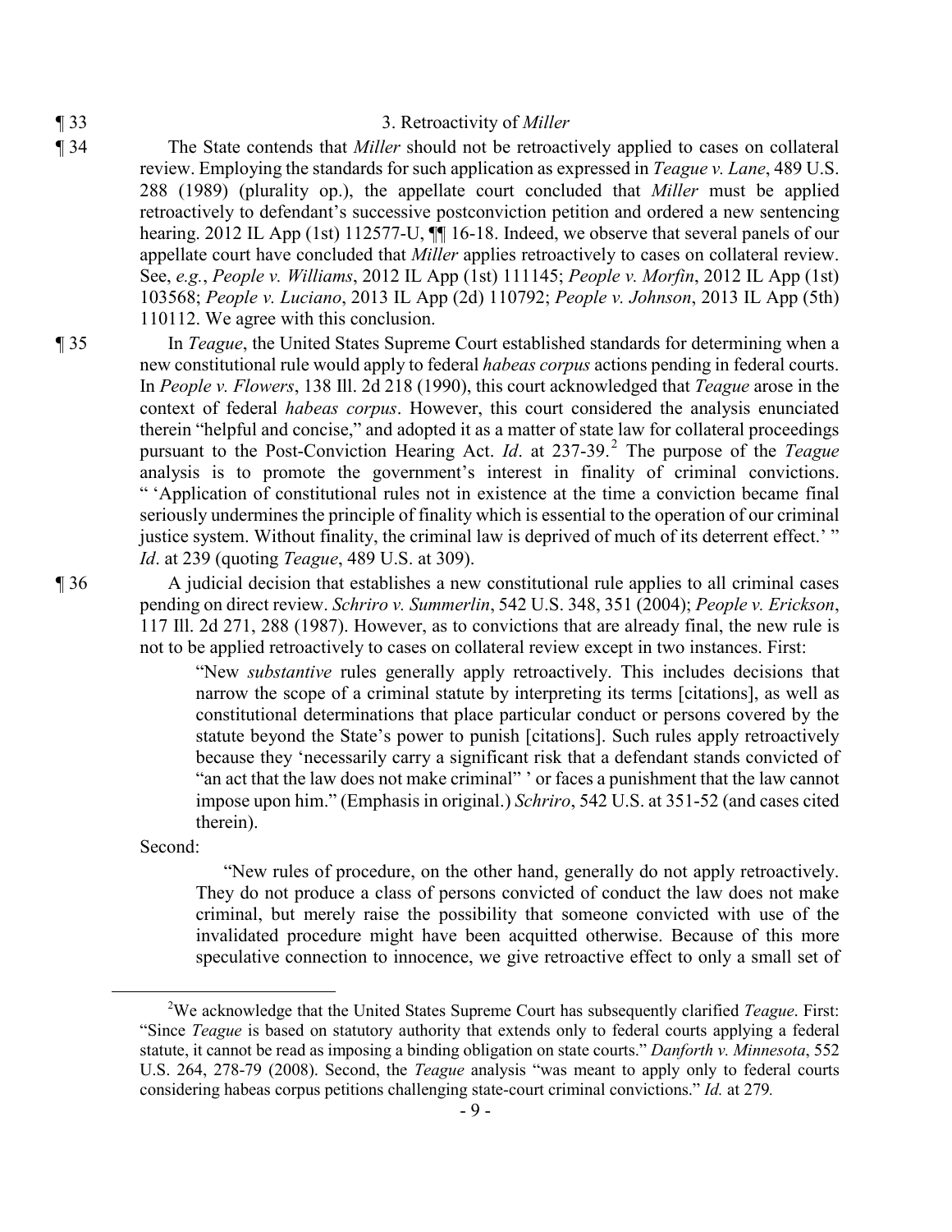¶ 33 3. Retroactivity of *Miller*

¶ 34 The State contends that *Miller* should not be retroactively applied to cases on collateral review. Employing the standards for such application as expressed in *Teague v. Lane*, 489 U.S. 288 (1989) (plurality op.), the appellate court concluded that *Miller* must be applied retroactively to defendant's successive postconviction petition and ordered a new sentencing hearing. 2012 IL App (1st) 112577-U, ¶¶ 16-18. Indeed, we observe that several panels of our appellate court have concluded that *Miller* applies retroactively to cases on collateral review. See, *e.g.*, *People v. Williams*, 2012 IL App (1st) 111145; *People v. Morfin*, 2012 IL App (1st) 103568; *People v. Luciano*, 2013 IL App (2d) 110792; *People v. Johnson*, 2013 IL App (5th) 110112. We agree with this conclusion.

¶ 35 In *Teague*, the United States Supreme Court established standards for determining when a new constitutional rule would apply to federal *habeas corpus* actions pending in federal courts. In *People v. Flowers*, 138 Ill. 2d 218 (1990), this court acknowledged that *Teague* arose in the context of federal *habeas corpus*. However, this court considered the analysis enunciated therein "helpful and concise," and adopted it as a matter of state law for collateral proceedings pursuant to the Post-Conviction Hearing Act. *Id*. at 237-39.[2] The purpose of the *Teague* analysis is to promote the government's interest in finality of criminal convictions. " 'Application of constitutional rules not in existence at the time a conviction became final seriously undermines the principle of finality which is essential to the operation of our criminal justice system. Without finality, the criminal law is deprived of much of its deterrent effect.' " *Id*. at 239 (quoting *Teague*, 489 U.S. at 309).

¶ 36 A judicial decision that establishes a new constitutional rule applies to all criminal cases pending on direct review. *Schriro v. Summerlin*, 542 U.S. 348, 351 (2004); *People v. Erickson*, 117 Ill. 2d 271, 288 (1987). However, as to convictions that are already final, the new rule is not to be applied retroactively to cases on collateral review except in two instances. First:

> "New *substantive* rules generally apply retroactively. This includes decisions that narrow the scope of a criminal statute by interpreting its terms [citations], as well as constitutional determinations that place particular conduct or persons covered by the statute beyond the State's power to punish [citations]. Such rules apply retroactively because they 'necessarily carry a significant risk that a defendant stands convicted of "an act that the law does not make criminal" ' or faces a punishment that the law cannot impose upon him." (Emphasis in original.) *Schriro*, 542 U.S. at 351-52 (and cases cited therein).

Second:

> "New rules of procedure, on the other hand, generally do not apply retroactively. They do not produce a class of persons convicted of conduct the law does not make criminal, but merely raise the possibility that someone convicted with use of the invalidated procedure might have been acquitted otherwise. Because of this more speculative connection to innocence, we give retroactive effect to only a small set of

---

[2] We acknowledge that the United States Supreme Court has subsequently clarified *Teague*. First: "Since *Teague* is based on statutory authority that extends only to federal courts applying a federal statute, it cannot be read as imposing a binding obligation on state courts." *Danforth v. Minnesota*, 552 U.S. 264, 278-79 (2008). Second, the *Teague* analysis "was meant to apply only to federal courts considering habeas corpus petitions challenging state-court criminal convictions." *Id.* at 279.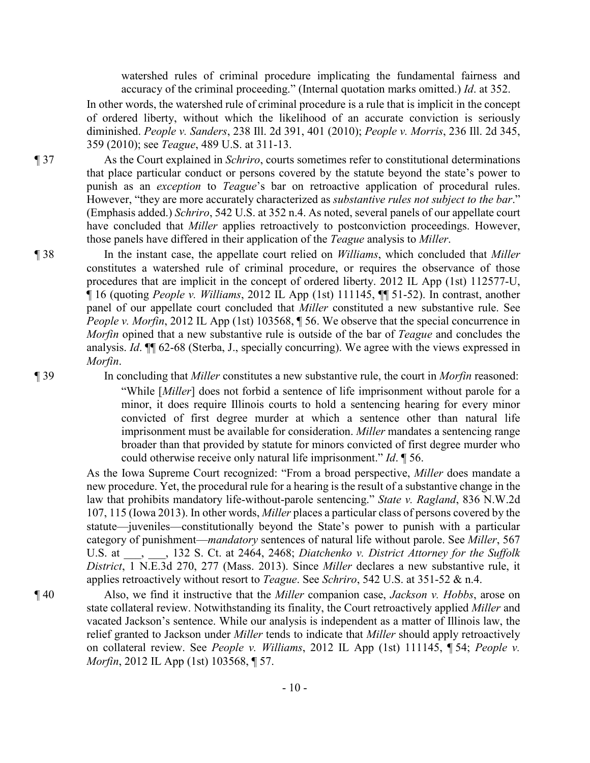watershed rules of criminal procedure implicating the fundamental fairness and accuracy of the criminal proceeding." (Internal quotation marks omitted.) *Id*. at 352.

In other words, the watershed rule of criminal procedure is a rule that is implicit in the concept of ordered liberty, without which the likelihood of an accurate conviction is seriously diminished. *People v. Sanders*, 238 Ill. 2d 391, 401 (2010); *People v. Morris*, 236 Ill. 2d 345, 359 (2010); see *Teague*, 489 U.S. at 311-13.

¶ 37 As the Court explained in *Schriro*, courts sometimes refer to constitutional determinations that place particular conduct or persons covered by the statute beyond the state's power to punish as an *exception* to *Teague*'s bar on retroactive application of procedural rules. However, "they are more accurately characterized as *substantive rules not subject to the bar*." (Emphasis added.) *Schriro*, 542 U.S. at 352 n.4. As noted, several panels of our appellate court have concluded that *Miller* applies retroactively to postconviction proceedings. However, those panels have differed in their application of the *Teague* analysis to *Miller*.

¶ 38 In the instant case, the appellate court relied on *Williams*, which concluded that *Miller* constitutes a watershed rule of criminal procedure, or requires the observance of those procedures that are implicit in the concept of ordered liberty. 2012 IL App (1st) 112577-U, ¶ 16 (quoting *People v. Williams*, 2012 IL App (1st) 111145, ¶¶ 51-52). In contrast, another panel of our appellate court concluded that *Miller* constituted a new substantive rule. See *People v. Morfin*, 2012 IL App (1st) 103568, ¶ 56. We observe that the special concurrence in *Morfin* opined that a new substantive rule is outside of the bar of *Teague* and concludes the analysis. *Id*. ¶¶ 62-68 (Sterba, J., specially concurring). We agree with the views expressed in *Morfin*.

¶ 39 In concluding that *Miller* constitutes a new substantive rule, the court in *Morfin* reasoned:

> "While [*Miller*] does not forbid a sentence of life imprisonment without parole for a minor, it does require Illinois courts to hold a sentencing hearing for every minor convicted of first degree murder at which a sentence other than natural life imprisonment must be available for consideration. *Miller* mandates a sentencing range broader than that provided by statute for minors convicted of first degree murder who could otherwise receive only natural life imprisonment." *Id*. ¶ 56.

As the Iowa Supreme Court recognized: "From a broad perspective, *Miller* does mandate a new procedure. Yet, the procedural rule for a hearing is the result of a substantive change in the law that prohibits mandatory life-without-parole sentencing." *State v. Ragland*, 836 N.W.2d 107, 115 (Iowa 2013). In other words, *Miller* places a particular class of persons covered by the statute—juveniles—constitutionally beyond the State's power to punish with a particular category of punishment—*mandatory* sentences of natural life without parole. See *Miller*, 567 U.S. at \_\_\_, \_\_\_, 132 S. Ct. at 2464, 2468; *Diatchenko v. District Attorney for the Suffolk District*, 1 N.E.3d 270, 277 (Mass. 2013). Since *Miller* declares a new substantive rule, it applies retroactively without resort to *Teague*. See *Schriro*, 542 U.S. at 351-52 & n.4.

¶ 40 Also, we find it instructive that the *Miller* companion case, *Jackson v. Hobbs*, arose on state collateral review. Notwithstanding its finality, the Court retroactively applied *Miller* and vacated Jackson's sentence. While our analysis is independent as a matter of Illinois law, the relief granted to Jackson under *Miller* tends to indicate that *Miller* should apply retroactively on collateral review. See *People v. Williams*, 2012 IL App (1st) 111145, ¶ 54; *People v. Morfin*, 2012 IL App (1st) 103568, ¶ 57.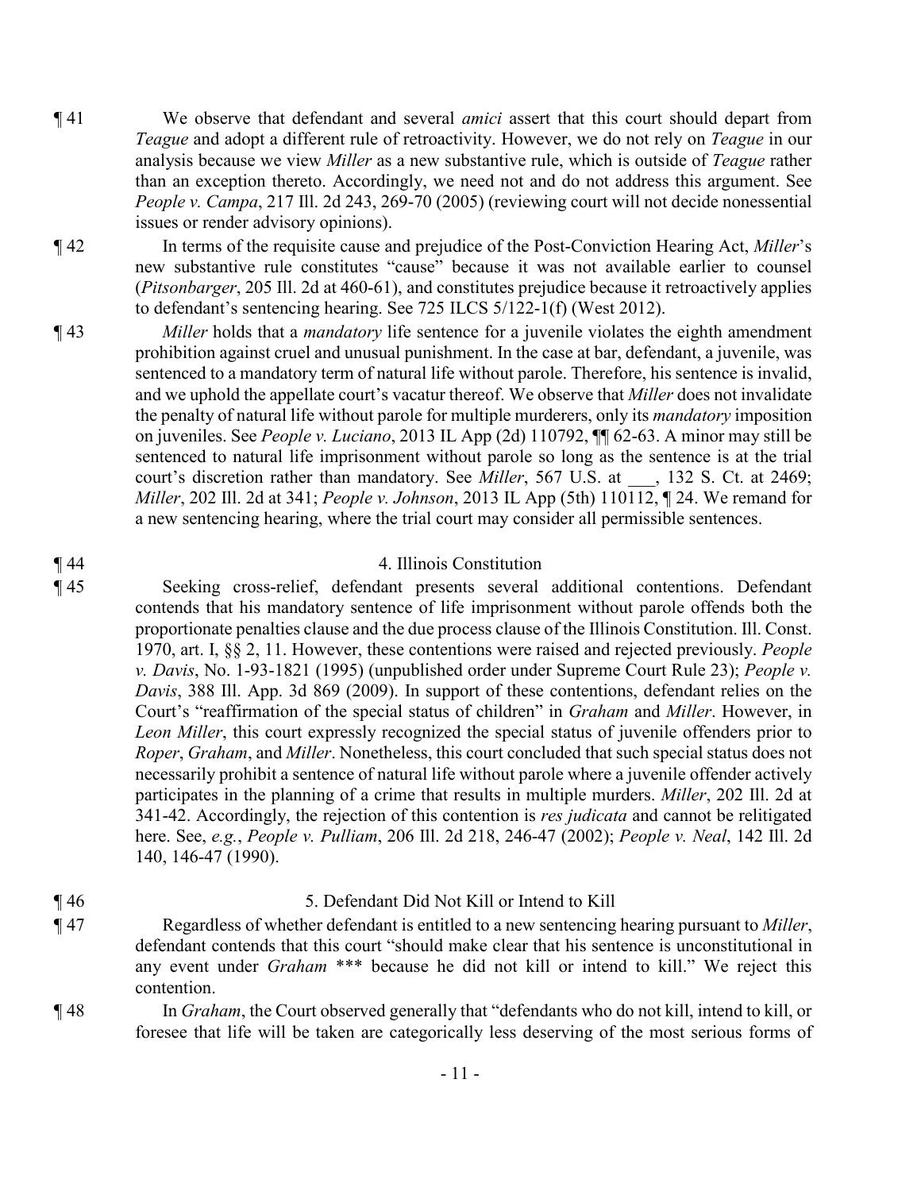¶ 41 We observe that defendant and several *amici* assert that this court should depart from *Teague* and adopt a different rule of retroactivity. However, we do not rely on *Teague* in our analysis because we view *Miller* as a new substantive rule, which is outside of *Teague* rather than an exception thereto. Accordingly, we need not and do not address this argument. See *People v. Campa*, 217 Ill. 2d 243, 269-70 (2005) (reviewing court will not decide nonessential issues or render advisory opinions).

¶ 42 In terms of the requisite cause and prejudice of the Post-Conviction Hearing Act, *Miller*'s new substantive rule constitutes "cause" because it was not available earlier to counsel (*Pitsonbarger*, 205 Ill. 2d at 460-61), and constitutes prejudice because it retroactively applies to defendant's sentencing hearing. See 725 ILCS 5/122-1(f) (West 2012).

¶ 43 *Miller* holds that a *mandatory* life sentence for a juvenile violates the eighth amendment prohibition against cruel and unusual punishment. In the case at bar, defendant, a juvenile, was sentenced to a mandatory term of natural life without parole. Therefore, his sentence is invalid, and we uphold the appellate court's vacatur thereof. We observe that *Miller* does not invalidate the penalty of natural life without parole for multiple murderers, only its *mandatory* imposition on juveniles. See *People v. Luciano*, 2013 IL App (2d) 110792, ¶¶ 62-63. A minor may still be sentenced to natural life imprisonment without parole so long as the sentence is at the trial court's discretion rather than mandatory. See *Miller*, 567 U.S. at \_\_\_, 132 S. Ct. at 2469; *Miller*, 202 Ill. 2d at 341; *People v. Johnson*, 2013 IL App (5th) 110112, ¶ 24. We remand for a new sentencing hearing, where the trial court may consider all permissible sentences.

¶ 44 4. Illinois Constitution

¶ 45 Seeking cross-relief, defendant presents several additional contentions. Defendant contends that his mandatory sentence of life imprisonment without parole offends both the proportionate penalties clause and the due process clause of the Illinois Constitution. Ill. Const. 1970, art. I, §§ 2, 11. However, these contentions were raised and rejected previously. *People v. Davis*, No. 1-93-1821 (1995) (unpublished order under Supreme Court Rule 23); *People v. Davis*, 388 Ill. App. 3d 869 (2009). In support of these contentions, defendant relies on the Court's "reaffirmation of the special status of children" in *Graham* and *Miller*. However, in *Leon Miller*, this court expressly recognized the special status of juvenile offenders prior to *Roper*, *Graham*, and *Miller*. Nonetheless, this court concluded that such special status does not necessarily prohibit a sentence of natural life without parole where a juvenile offender actively participates in the planning of a crime that results in multiple murders. *Miller*, 202 Ill. 2d at 341-42. Accordingly, the rejection of this contention is *res judicata* and cannot be relitigated here. See, *e.g.*, *People v. Pulliam*, 206 Ill. 2d 218, 246-47 (2002); *People v. Neal*, 142 Ill. 2d 140, 146-47 (1990).

¶ 46 5. Defendant Did Not Kill or Intend to Kill

¶ 47 Regardless of whether defendant is entitled to a new sentencing hearing pursuant to *Miller*, defendant contends that this court "should make clear that his sentence is unconstitutional in any event under *Graham* \*\*\* because he did not kill or intend to kill." We reject this contention.

¶ 48 In *Graham*, the Court observed generally that "defendants who do not kill, intend to kill, or foresee that life will be taken are categorically less deserving of the most serious forms of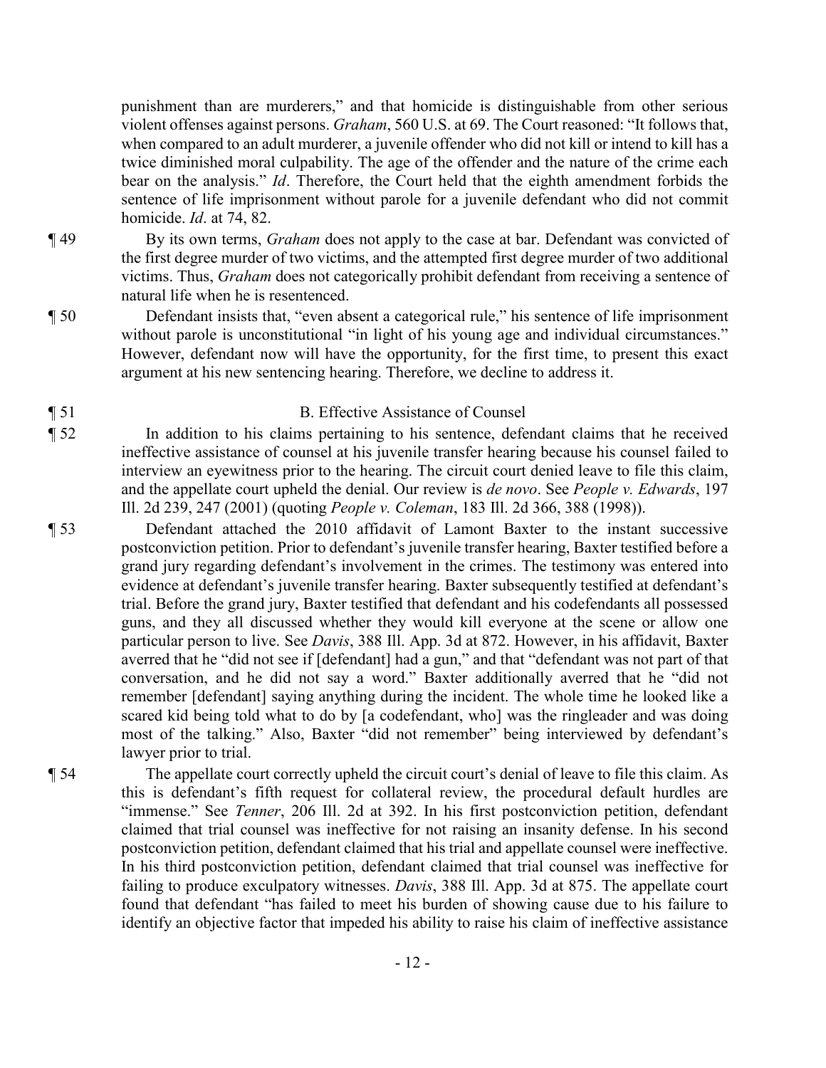punishment than are murderers," and that homicide is distinguishable from other serious violent offenses against persons. *Graham*, 560 U.S. at 69. The Court reasoned: "It follows that, when compared to an adult murderer, a juvenile offender who did not kill or intend to kill has a twice diminished moral culpability. The age of the offender and the nature of the crime each bear on the analysis." *Id*. Therefore, the Court held that the eighth amendment forbids the sentence of life imprisonment without parole for a juvenile defendant who did not commit homicide. *Id*. at 74, 82.

¶ 49 By its own terms, *Graham* does not apply to the case at bar. Defendant was convicted of the first degree murder of two victims, and the attempted first degree murder of two additional victims. Thus, *Graham* does not categorically prohibit defendant from receiving a sentence of natural life when he is resentenced.

¶ 50 Defendant insists that, "even absent a categorical rule," his sentence of life imprisonment without parole is unconstitutional "in light of his young age and individual circumstances." However, defendant now will have the opportunity, for the first time, to present this exact argument at his new sentencing hearing. Therefore, we decline to address it.

¶ 51 B. Effective Assistance of Counsel

¶ 52 In addition to his claims pertaining to his sentence, defendant claims that he received ineffective assistance of counsel at his juvenile transfer hearing because his counsel failed to interview an eyewitness prior to the hearing. The circuit court denied leave to file this claim, and the appellate court upheld the denial. Our review is *de novo*. See *People v. Edwards*, 197 Ill. 2d 239, 247 (2001) (quoting *People v. Coleman*, 183 Ill. 2d 366, 388 (1998)).

¶ 53 Defendant attached the 2010 affidavit of Lamont Baxter to the instant successive postconviction petition. Prior to defendant's juvenile transfer hearing, Baxter testified before a grand jury regarding defendant's involvement in the crimes. The testimony was entered into evidence at defendant's juvenile transfer hearing. Baxter subsequently testified at defendant's trial. Before the grand jury, Baxter testified that defendant and his codefendants all possessed guns, and they all discussed whether they would kill everyone at the scene or allow one particular person to live. See *Davis*, 388 Ill. App. 3d at 872. However, in his affidavit, Baxter averred that he "did not see if [defendant] had a gun," and that "defendant was not part of that conversation, and he did not say a word." Baxter additionally averred that he "did not remember [defendant] saying anything during the incident. The whole time he looked like a scared kid being told what to do by [a codefendant, who] was the ringleader and was doing most of the talking." Also, Baxter "did not remember" being interviewed by defendant's lawyer prior to trial.

¶ 54 The appellate court correctly upheld the circuit court's denial of leave to file this claim. As this is defendant's fifth request for collateral review, the procedural default hurdles are "immense." See *Tenner*, 206 Ill. 2d at 392. In his first postconviction petition, defendant claimed that trial counsel was ineffective for not raising an insanity defense. In his second postconviction petition, defendant claimed that his trial and appellate counsel were ineffective. In his third postconviction petition, defendant claimed that trial counsel was ineffective for failing to produce exculpatory witnesses. *Davis*, 388 Ill. App. 3d at 875. The appellate court found that defendant "has failed to meet his burden of showing cause due to his failure to identify an objective factor that impeded his ability to raise his claim of ineffective assistance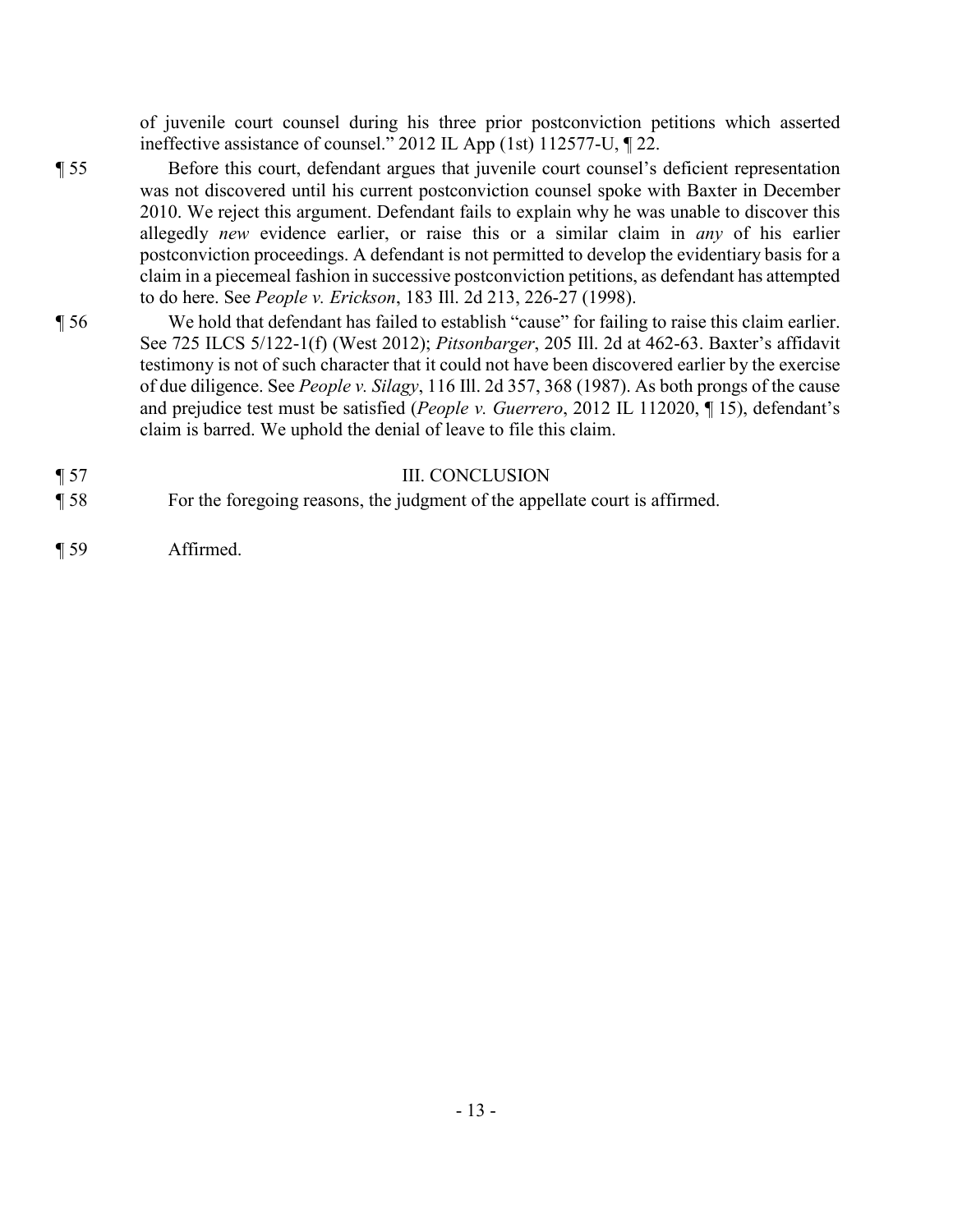of juvenile court counsel during his three prior postconviction petitions which asserted ineffective assistance of counsel." 2012 IL App (1st) 112577-U, ¶ 22.

¶ 55 Before this court, defendant argues that juvenile court counsel's deficient representation was not discovered until his current postconviction counsel spoke with Baxter in December 2010. We reject this argument. Defendant fails to explain why he was unable to discover this allegedly *new* evidence earlier, or raise this or a similar claim in *any* of his earlier postconviction proceedings. A defendant is not permitted to develop the evidentiary basis for a claim in a piecemeal fashion in successive postconviction petitions, as defendant has attempted to do here. See *People v. Erickson*, 183 Ill. 2d 213, 226-27 (1998).

¶ 56 We hold that defendant has failed to establish "cause" for failing to raise this claim earlier. See 725 ILCS 5/122-1(f) (West 2012); *Pitsonbarger*, 205 Ill. 2d at 462-63. Baxter's affidavit testimony is not of such character that it could not have been discovered earlier by the exercise of due diligence. See *People v. Silagy*, 116 Ill. 2d 357, 368 (1987). As both prongs of the cause and prejudice test must be satisfied (*People v. Guerrero*, 2012 IL 112020, ¶ 15), defendant's claim is barred. We uphold the denial of leave to file this claim.

¶ 57 III. CONCLUSION

¶ 58 For the foregoing reasons, the judgment of the appellate court is affirmed.

¶ 59 Affirmed.